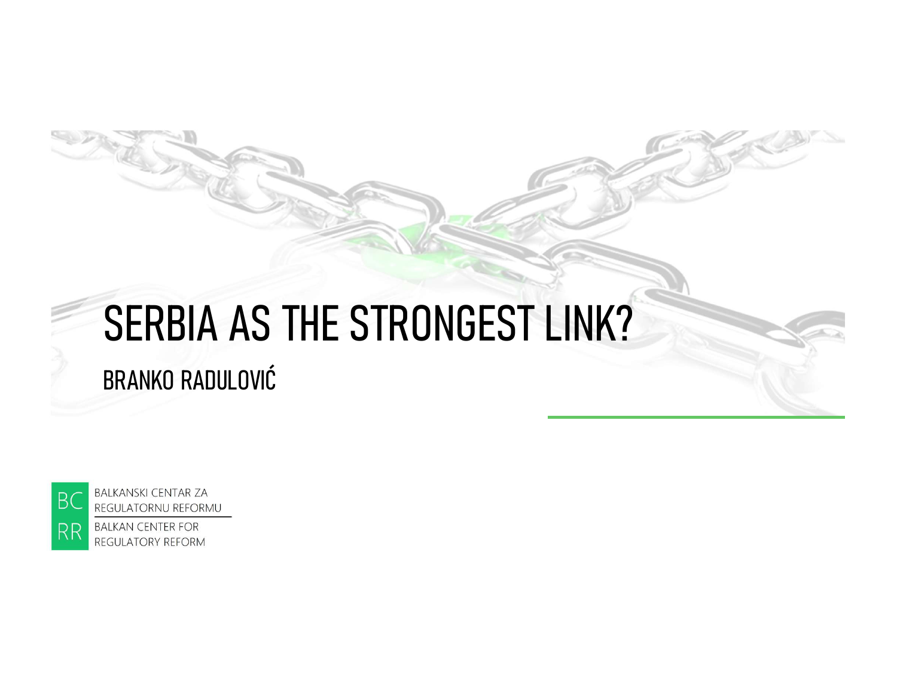# SERBIA AS THE STRONGEST LINK?

## BRANKO RADULOVIĆ

BC RR

BALKANSKI CENTAR ZA REGULATORNU REFORMU

BALKAN CENTER FOR REGULATORY REFORM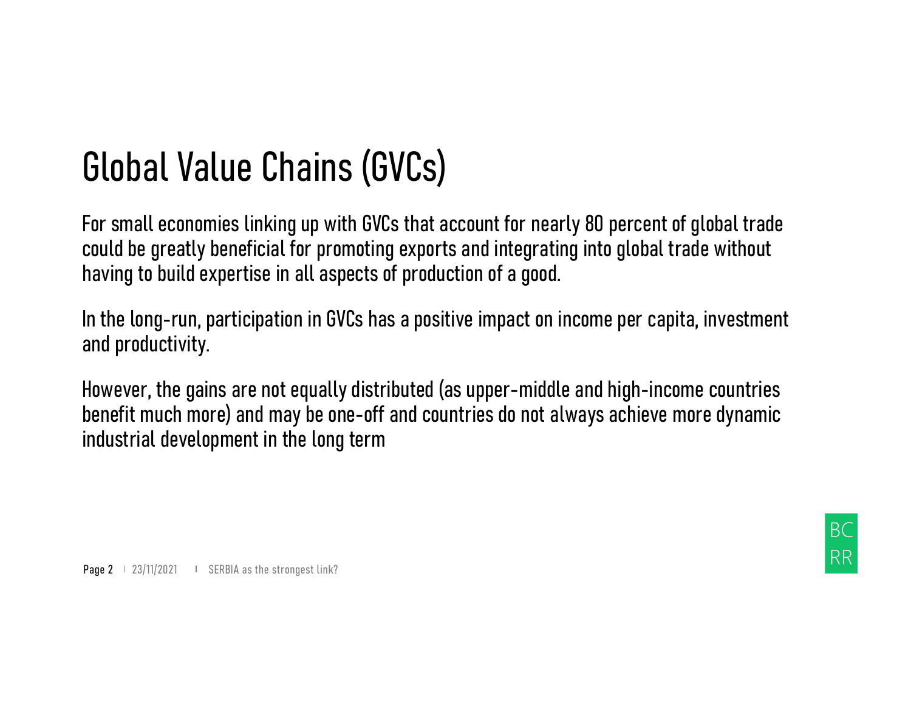# Global Value Chains (GVCs)

For small economies linking up with GVCs that account for nearly 80 percent of global trade could be greatly beneficial for promoting exports and integrating into global trade without having to build expertise in all aspects of production of a good.

In the long-run, participation in GVCs has a positive impact on income per capita, investment and productivity.

However, the gains are not equally distributed (as upper-middle and high-income countries benefit much more) and may be one-off and countries do not always achieve more dynamic industrial development in the long term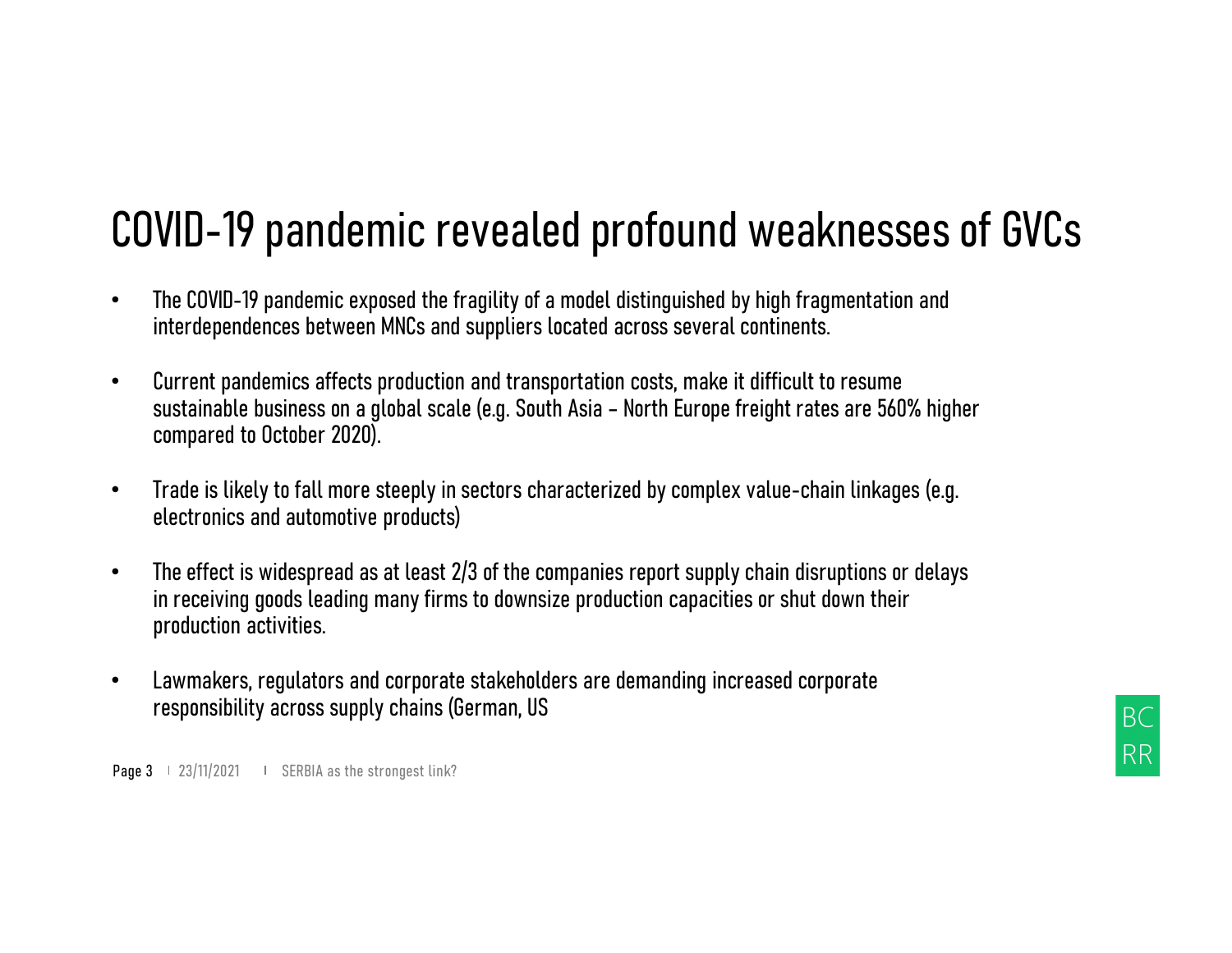# COVID-19 pandemic revealed profound weaknesses of GVCs

- The COVID-19 pandemic exposed the fragility of a model distinguished by high fragmentation and interdependences between MNCs and suppliers located across several continents.
- Current pandemics affects production and transportation costs, make it difficult to resume sustainable business on a global scale (e.g. South Asia – North Europe freight rates are 560% higher compared to October 2020).
- Trade is likely to fall more steeply in sectors characterized by complex value-chain linkages (e.g. electronics and automotive products)
- The effect is widespread as at least 2/3 of the companies report supply chain disruptions or delays in receiving goods leading many firms to downsize production capacities or shut down their production activities.
- Lawmakers, regulators and corporate stakeholders are demanding increased corporate responsibility across supply chains (German, US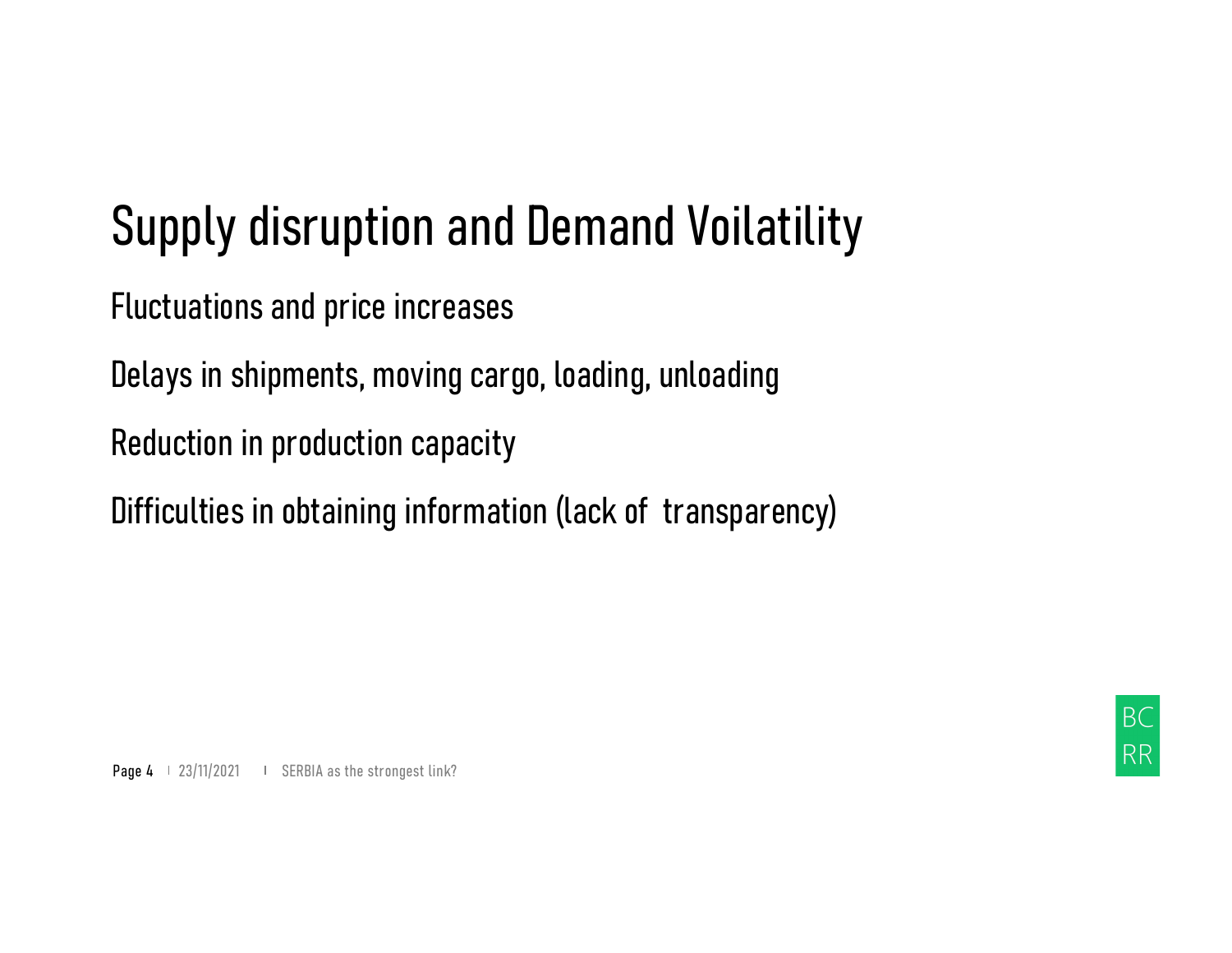# Supply disruption and Demand Voilatility

Fluctuations and price increases

Delays in shipments, moving cargo, loading, unloading

Reduction in production capacity

Difficulties in obtaining information (lack of  transparency)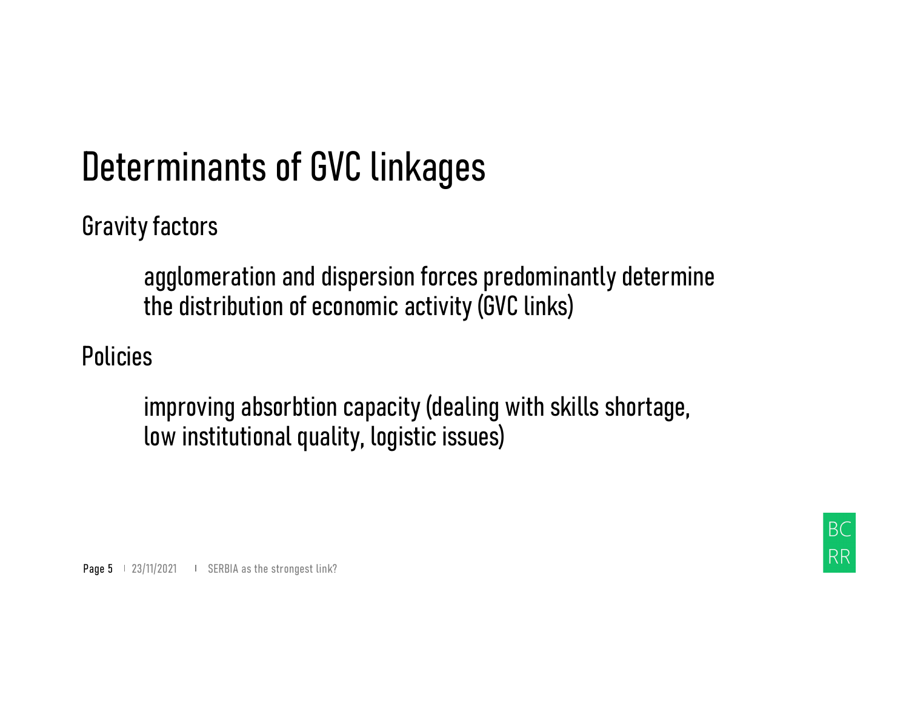# Determinants of GVC linkages

Gravity factors

agglomeration and dispersion forces predominantly determine the distribution of economic activity (GVC links)

Policies

improving absorbtion capacity (dealing with skills shortage, low institutional quality, logistic issues)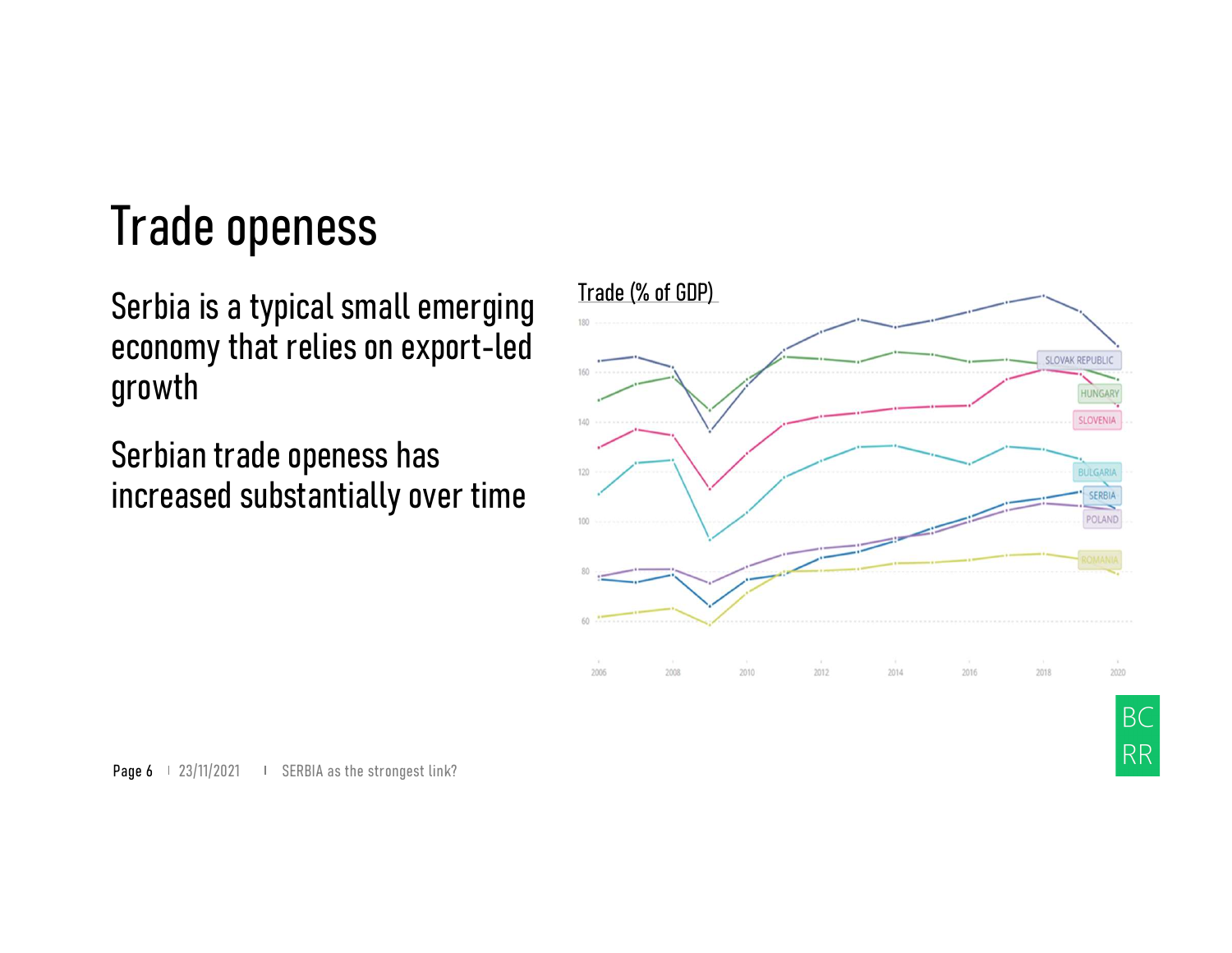# Trade openess

Serbia is a typical small emerging economy that relies on export-led growth

Serbian trade openess has increased substantially over time

Trade (% of GDP)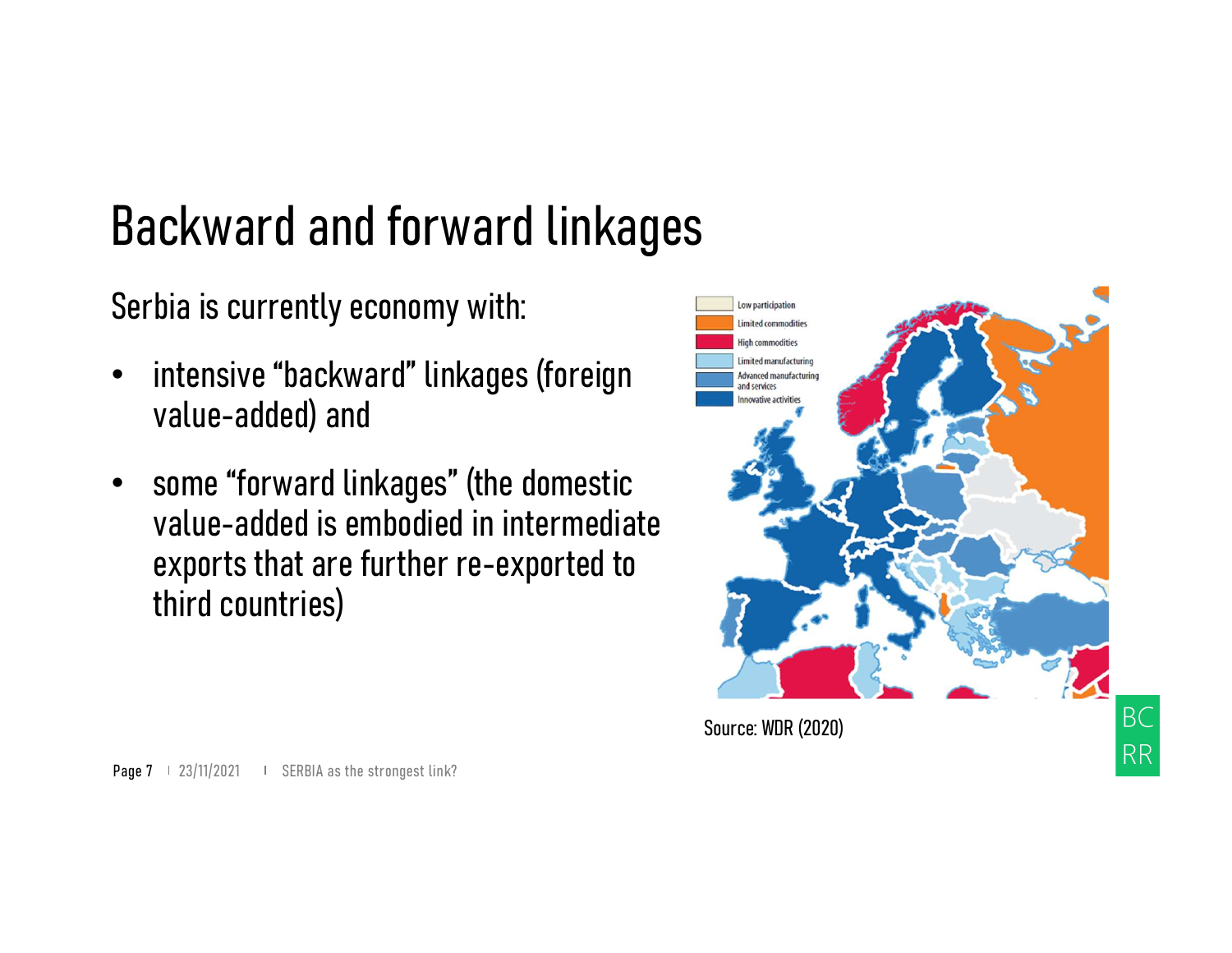# Backward and forward linkages

Serbia is currently economy with:

- intensive "backward" linkages (foreign value-added) and
- some "forward linkages" (the domestic value-added is embodied in intermediate exports that are further re-exported to third countries)

Source: WDR (2020)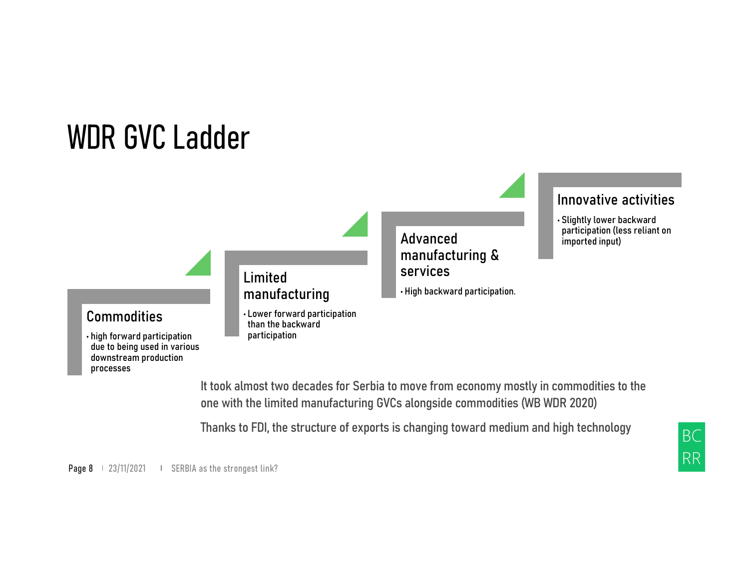# WDR GVC Ladder

### Commodities

- high forward participation due to being used in various downstream production processes

### Limited manufacturing

- Lower forward participation than the backward participation

### Advanced manufacturing & services

- High backward participation.

### Innovative activities

- Slightly lower backward participation (less reliant on imported input)

It took almost two decades for Serbia to move from economy mostly in commodities to the one with the limited manufacturing GVCs alongside commodities (WB WDR 2020)

Thanks to FDI, the structure of exports is changing toward medium and high technology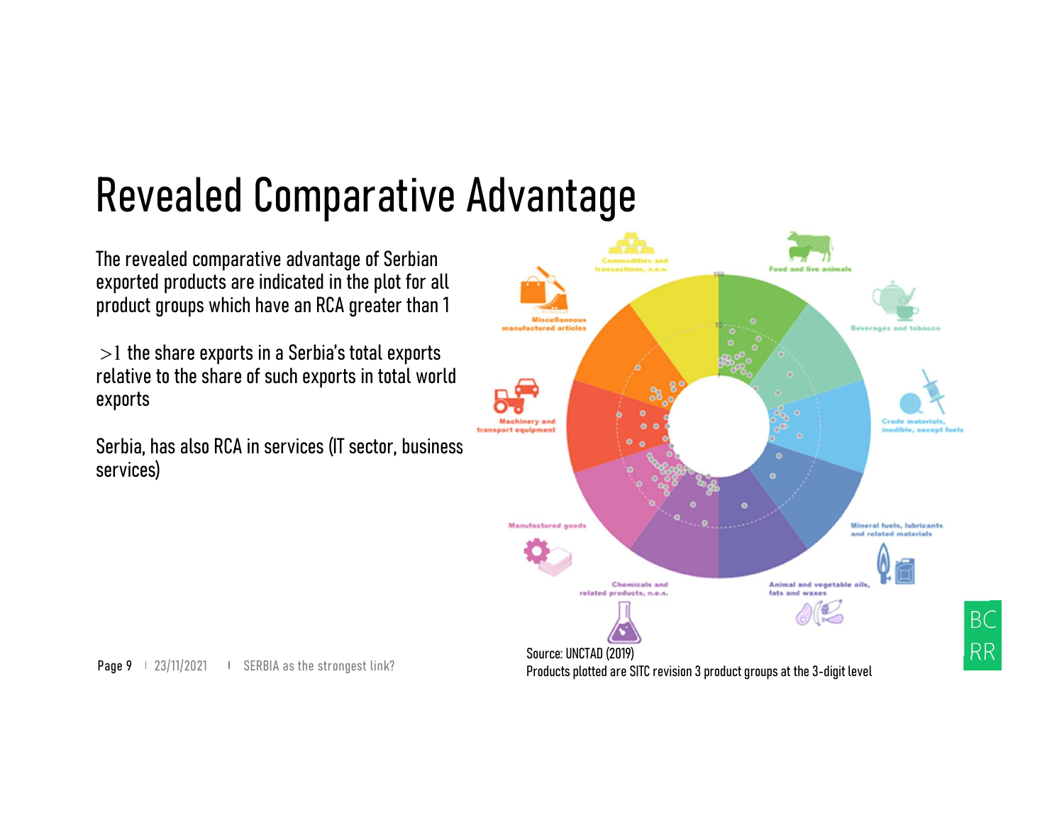# Revealed Comparative Advantage

The revealed comparative advantage of Serbian exported products are indicated in the plot for all product groups which have an RCA greater than 1

$>1$ the share exports in a Serbia's total exports relative to the share of such exports in total world exports

Serbia, has also RCA in services (IT sector, business services)

Source: UNCTAD (2019)
Products plotted are SITC revision 3 product groups at the 3-digit level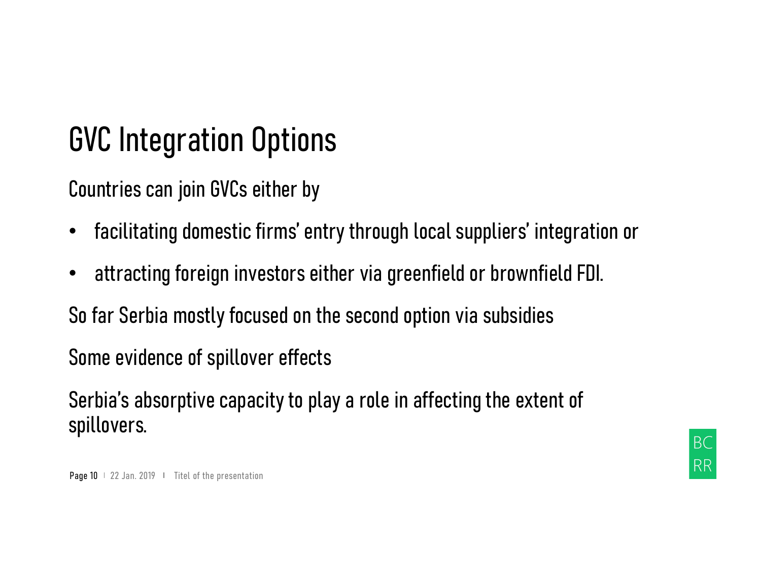# GVC Integration Options

Countries can join GVCs either by

- facilitating domestic firms' entry through local suppliers' integration or
- attracting foreign investors either via greenfield or brownfield FDI.

So far Serbia mostly focused on the second option via subsidies

Some evidence of spillover effects

Serbia's absorptive capacity to play a role in affecting the extent of spillovers.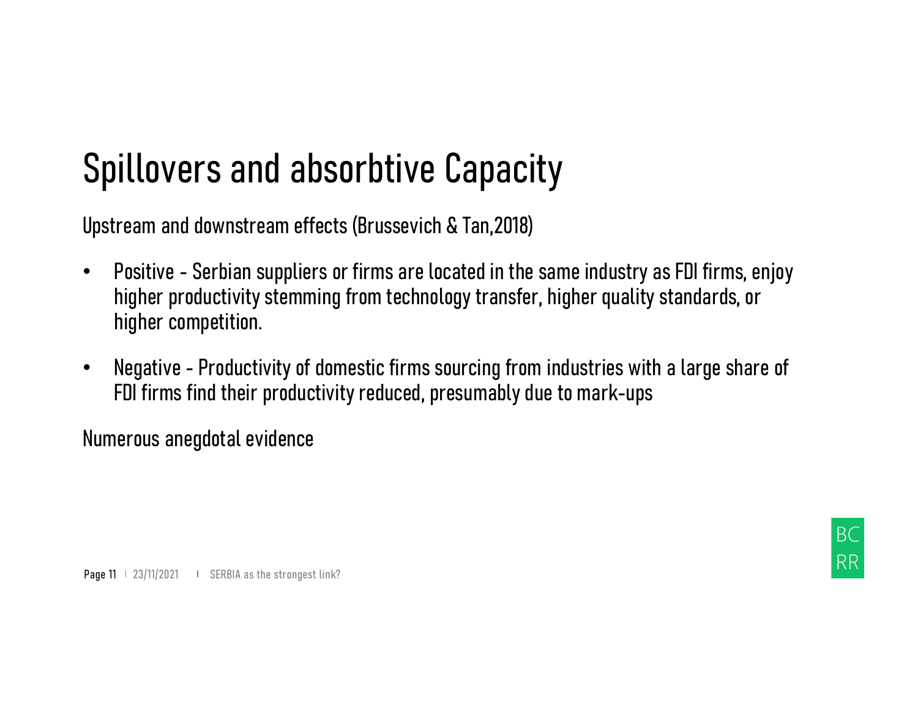# Spillovers and absorbtive Capacity

Upstream and downstream effects (Brussevich & Tan,2018)

- Positive - Serbian suppliers or firms are located in the same industry as FDI firms, enjoy higher productivity stemming from technology transfer, higher quality standards, or higher competition.
- Negative - Productivity of domestic firms sourcing from industries with a large share of FDI firms find their productivity reduced, presumably due to mark-ups

Numerous anegdotal evidence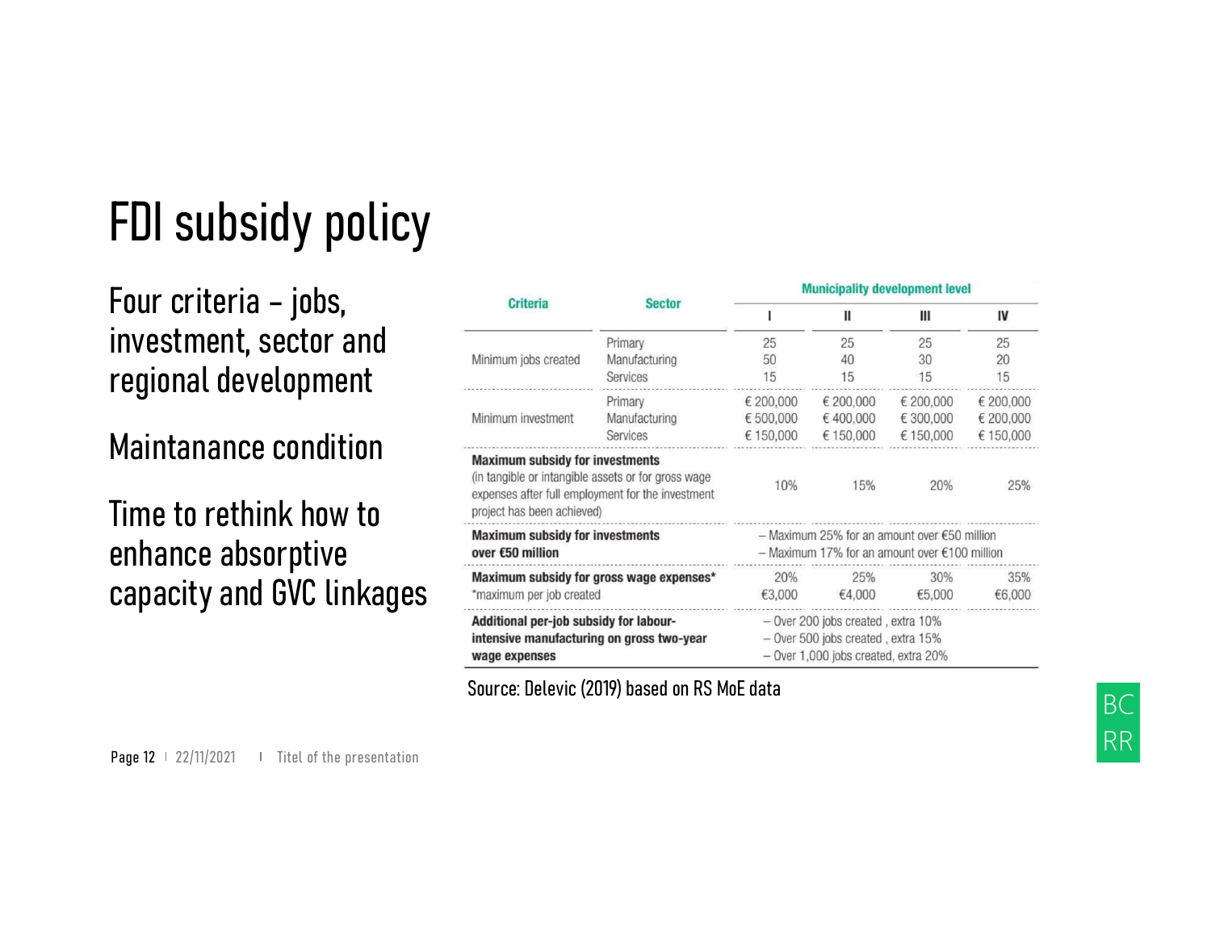# FDI subsidy policy

Four criteria – jobs, investment, sector and regional development

Maintanance condition

Time to rethink how to enhance absorptive capacity and GVC linkages

| Criteria | Sector | Municipality development level | | | |
|---|---|---|---|---|---|
| | | I | II | III | IV |
| Minimum jobs created | Primary<br>Manufacturing<br>Services | 25<br>50<br>15 | 25<br>40<br>15 | 25<br>30<br>15 | 25<br>20<br>15 |
| Minimum investment | Primary<br>Manufacturing<br>Services | € 200,000<br>€ 500,000<br>€ 150,000 | € 200,000<br>€ 400,000<br>€ 150,000 | € 200,000<br>€ 300,000<br>€ 150,000 | € 200,000<br>€ 200,000<br>€ 150,000 |
| **Maximum subsidy for investments** (in tangible or intangible assets or for gross wage expenses after full employment for the investment project has been achieved) | | 10% | 15% | 20% | 25% |
| **Maximum subsidy for investments over €50 million** | | – Maximum 25% for an amount over €50 million<br>– Maximum 17% for an amount over €100 million | | | |
| **Maximum subsidy for gross wage expenses***<br>*maximum per job created | | 20%<br>€3,000 | 25%<br>€4,000 | 30%<br>€5,000 | 35%<br>€6,000 |
| **Additional per-job subsidy for labour-intensive manufacturing on gross two-year wage expenses** | | – Over 200 jobs created , extra 10%<br>– Over 500 jobs created , extra 15%<br>– Over 1,000 jobs created, extra 20% | | | |

Source: Delevic (2019) based on RS MoE data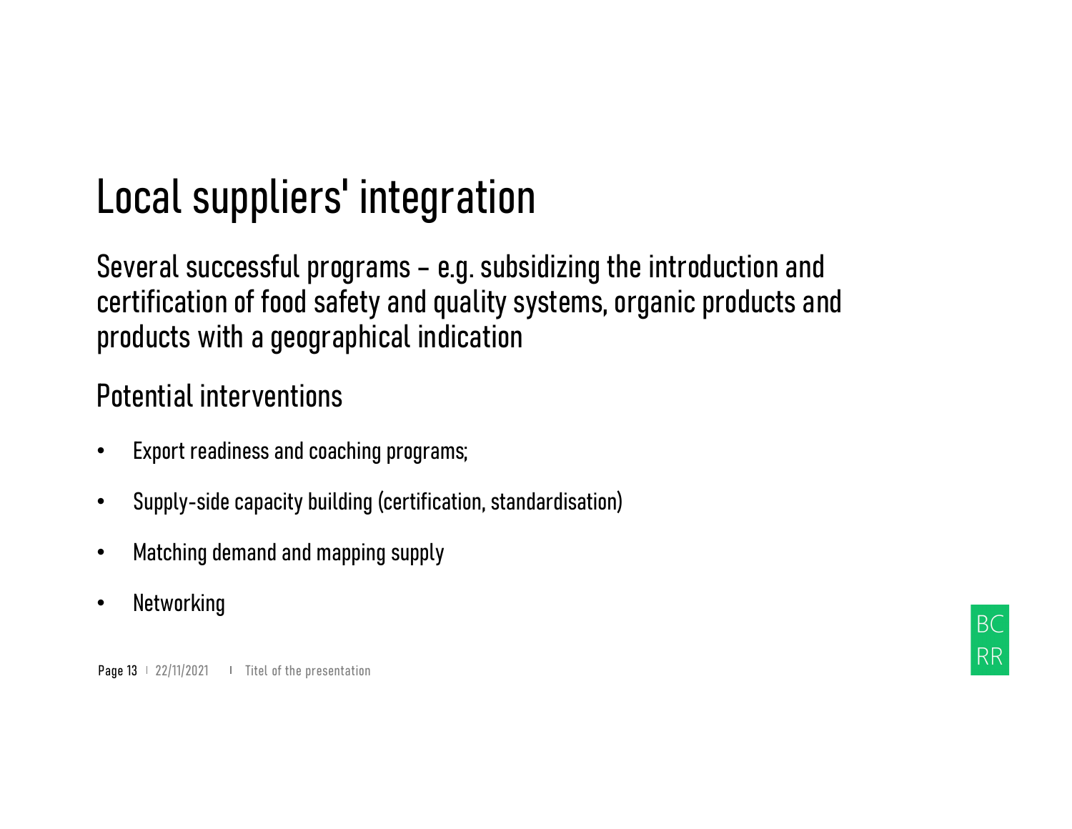# Local suppliers' integration

Several successful programs – e.g. subsidizing the introduction and certification of food safety and quality systems, organic products and products with a geographical indication

## Potential interventions

- Export readiness and coaching programs;
- Supply-side capacity building (certification, standardisation)
- Matching demand and mapping supply
- Networking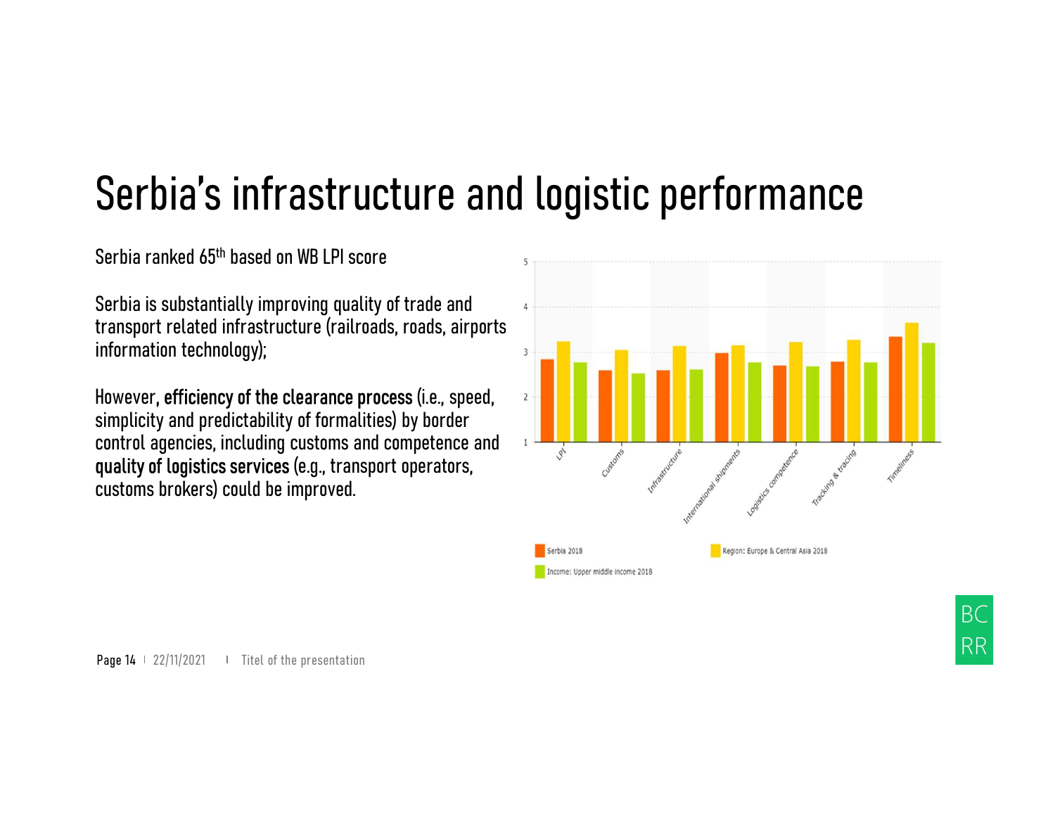# Serbia's infrastructure and logistic performance

Serbia ranked 65th based on WB LPI score

Serbia is substantially improving quality of trade and transport related infrastructure (railroads, roads, airports information technology);

However, **efficiency of the clearance process** (i.e., speed, simplicity and predictability of formalities) by border control agencies, including customs and competence and **quality of logistics services** (e.g., transport operators, customs brokers) could be improved.

Serbia 2018 | Region: Europe & Central Asia 2018 | Income: Upper middle income 2018

LPI | Customs | Infrastructure | International shipments | Logistics competence | Tracking & tracing | Timeliness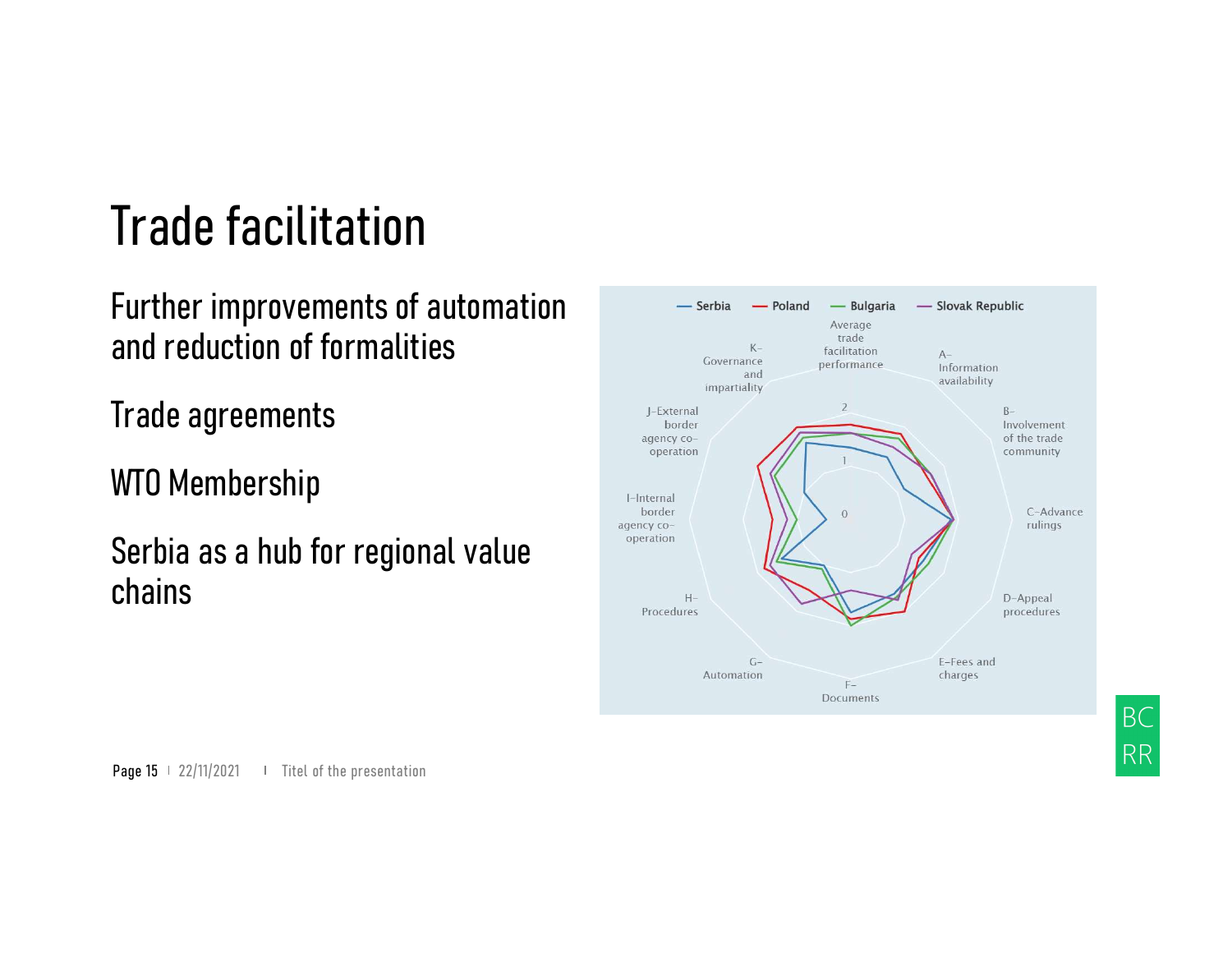# Trade facilitation

Further improvements of automation and reduction of formalities

Trade agreements

WTO Membership

Serbia as a hub for regional value chains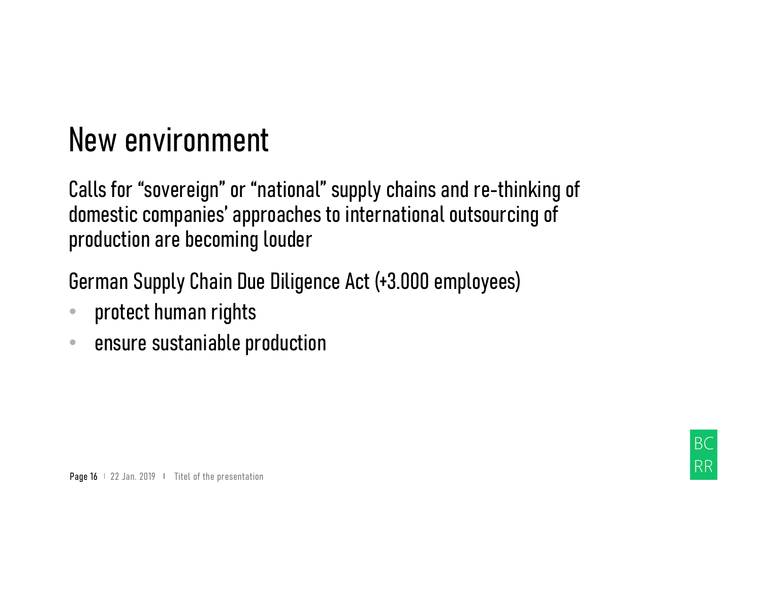# New environment

Calls for “sovereign” or “national” supply chains and re-thinking of domestic companies’ approaches to international outsourcing of production are becoming louder

German Supply Chain Due Diligence Act (+3.000 employees)

- protect human rights
- ensure sustaniable production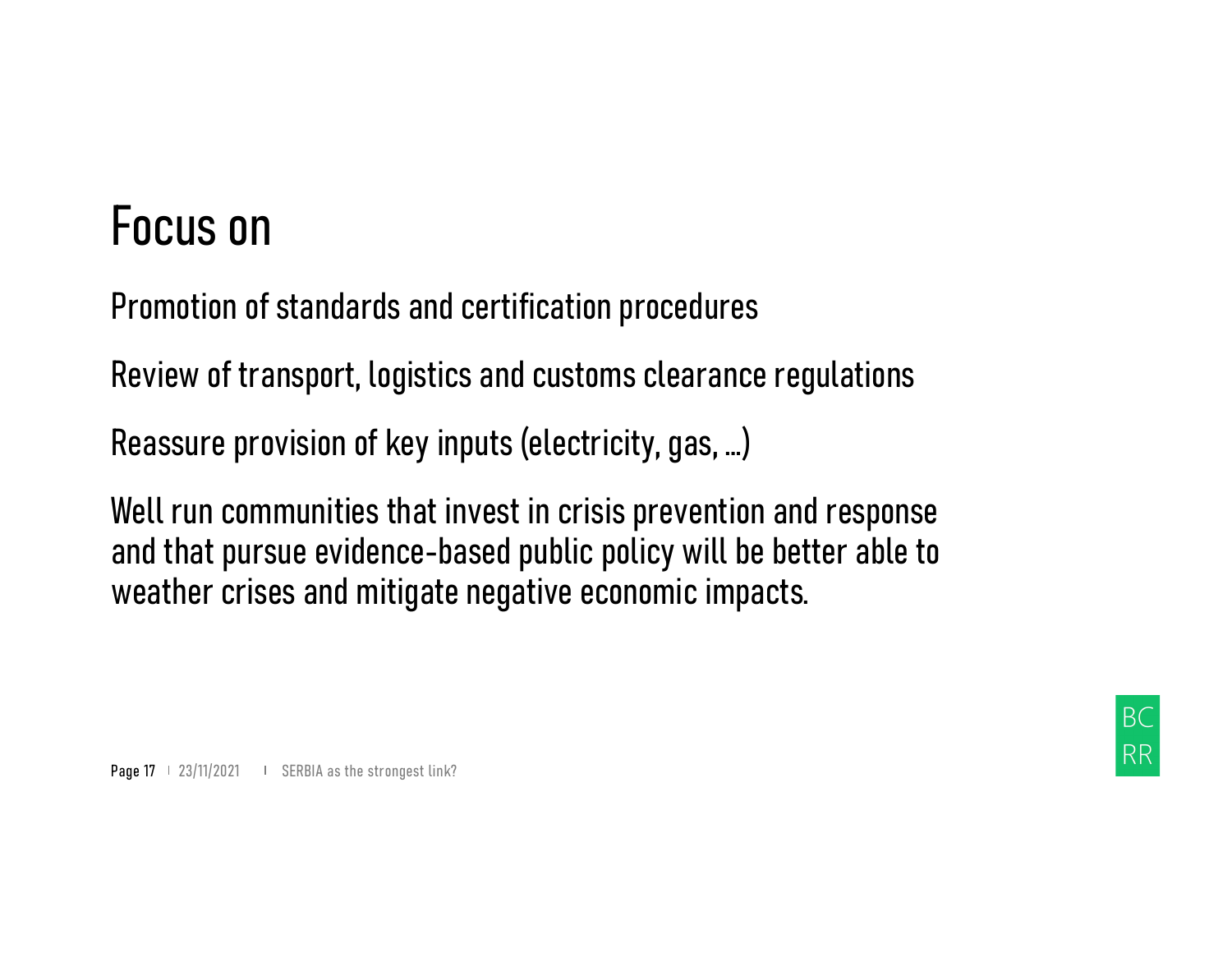# Focus on

Promotion of standards and certification procedures

Review of transport, logistics and customs clearance regulations

Reassure provision of key inputs (electricity, gas, ...)

Well run communities that invest in crisis prevention and response and that pursue evidence-based public policy will be better able to weather crises and mitigate negative economic impacts.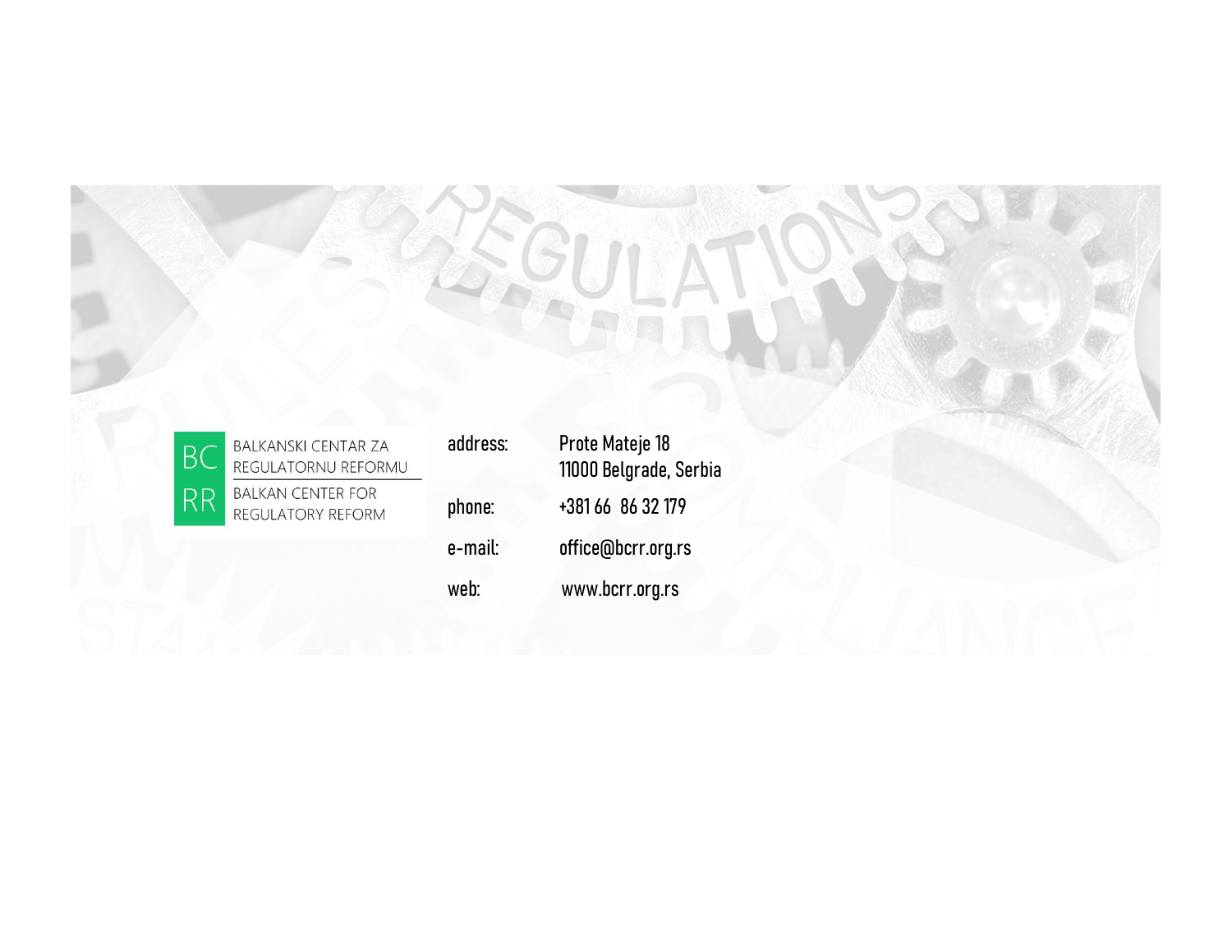BALKANSKI CENTAR ZA REGULATORNU REFORMU

BALKAN CENTER FOR REGULATORY REFORM

| | |
|---|---|
| address: | Prote Mateje 18<br>11000 Belgrade, Serbia |
| phone: | +381 66 86 32 179 |
| e-mail: | office@bcrr.org.rs |
| web: | www.bcrr.org.rs |